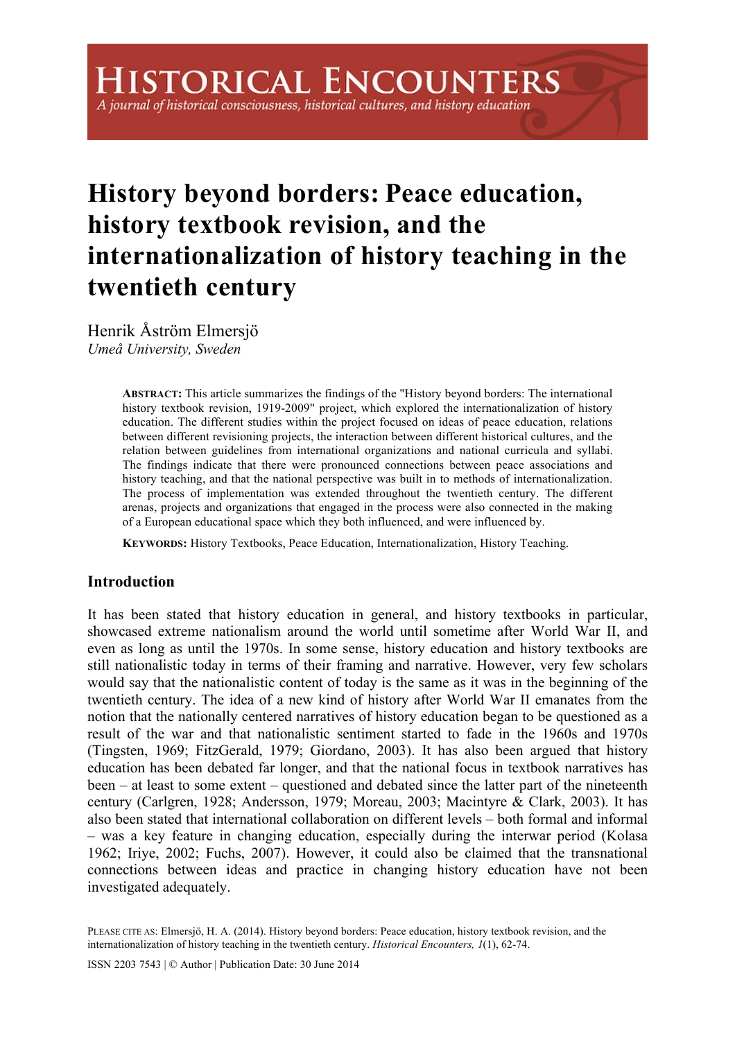# History beyond borders: Peace education, history textbook revision, and the internationalization of history teaching in the twentieth century

Henrik Åström Elmersjö
*Umeå University, Sweden*

**ABSTRACT:** This article summarizes the findings of the "History beyond borders: The international history textbook revision, 1919-2009" project, which explored the internationalization of history education. The different studies within the project focused on ideas of peace education, relations between different revisioning projects, the interaction between different historical cultures, and the relation between guidelines from international organizations and national curricula and syllabi. The findings indicate that there were pronounced connections between peace associations and history teaching, and that the national perspective was built in to methods of internationalization. The process of implementation was extended throughout the twentieth century. The different arenas, projects and organizations that engaged in the process were also connected in the making of a European educational space which they both influenced, and were influenced by.

**KEYWORDS:** History Textbooks, Peace Education, Internationalization, History Teaching.

## Introduction

It has been stated that history education in general, and history textbooks in particular, showcased extreme nationalism around the world until sometime after World War II, and even as long as until the 1970s. In some sense, history education and history textbooks are still nationalistic today in terms of their framing and narrative. However, very few scholars would say that the nationalistic content of today is the same as it was in the beginning of the twentieth century. The idea of a new kind of history after World War II emanates from the notion that the nationally centered narratives of history education began to be questioned as a result of the war and that nationalistic sentiment started to fade in the 1960s and 1970s (Tingsten, 1969; FitzGerald, 1979; Giordano, 2003). It has also been argued that history education has been debated far longer, and that the national focus in textbook narratives has been – at least to some extent – questioned and debated since the latter part of the nineteenth century (Carlgren, 1928; Andersson, 1979; Moreau, 2003; Macintyre & Clark, 2003). It has also been stated that international collaboration on different levels – both formal and informal – was a key feature in changing education, especially during the interwar period (Kolasa 1962; Iriye, 2002; Fuchs, 2007). However, it could also be claimed that the transnational connections between ideas and practice in changing history education have not been investigated adequately.

PLEASE CITE AS: Elmersjö, H. A. (2014). History beyond borders: Peace education, history textbook revision, and the internationalization of history teaching in the twentieth century. *Historical Encounters, 1*(1), 62-74.

ISSN 2203 7543 | © Author | Publication Date: 30 June 2014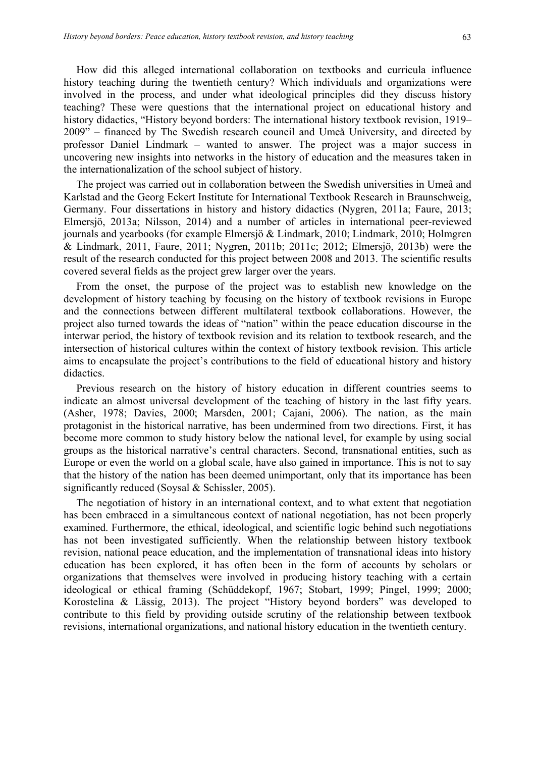How did this alleged international collaboration on textbooks and curricula influence history teaching during the twentieth century? Which individuals and organizations were involved in the process, and under what ideological principles did they discuss history teaching? These were questions that the international project on educational history and history didactics, "History beyond borders: The international history textbook revision, 1919–2009" – financed by The Swedish research council and Umeå University, and directed by professor Daniel Lindmark – wanted to answer. The project was a major success in uncovering new insights into networks in the history of education and the measures taken in the internationalization of the school subject of history.

The project was carried out in collaboration between the Swedish universities in Umeå and Karlstad and the Georg Eckert Institute for International Textbook Research in Braunschweig, Germany. Four dissertations in history and history didactics (Nygren, 2011a; Faure, 2013; Elmersjö, 2013a; Nilsson, 2014) and a number of articles in international peer-reviewed journals and yearbooks (for example Elmersjö & Lindmark, 2010; Lindmark, 2010; Holmgren & Lindmark, 2011, Faure, 2011; Nygren, 2011b; 2011c; 2012; Elmersjö, 2013b) were the result of the research conducted for this project between 2008 and 2013. The scientific results covered several fields as the project grew larger over the years.

From the onset, the purpose of the project was to establish new knowledge on the development of history teaching by focusing on the history of textbook revisions in Europe and the connections between different multilateral textbook collaborations. However, the project also turned towards the ideas of "nation" within the peace education discourse in the interwar period, the history of textbook revision and its relation to textbook research, and the intersection of historical cultures within the context of history textbook revision. This article aims to encapsulate the project's contributions to the field of educational history and history didactics.

Previous research on the history of history education in different countries seems to indicate an almost universal development of the teaching of history in the last fifty years. (Asher, 1978; Davies, 2000; Marsden, 2001; Cajani, 2006). The nation, as the main protagonist in the historical narrative, has been undermined from two directions. First, it has become more common to study history below the national level, for example by using social groups as the historical narrative's central characters. Second, transnational entities, such as Europe or even the world on a global scale, have also gained in importance. This is not to say that the history of the nation has been deemed unimportant, only that its importance has been significantly reduced (Soysal & Schissler, 2005).

The negotiation of history in an international context, and to what extent that negotiation has been embraced in a simultaneous context of national negotiation, has not been properly examined. Furthermore, the ethical, ideological, and scientific logic behind such negotiations has not been investigated sufficiently. When the relationship between history textbook revision, national peace education, and the implementation of transnational ideas into history education has been explored, it has often been in the form of accounts by scholars or organizations that themselves were involved in producing history teaching with a certain ideological or ethical framing (Schüddekopf, 1967; Stobart, 1999; Pingel, 1999; 2000; Korostelina & Lässig, 2013). The project "History beyond borders" was developed to contribute to this field by providing outside scrutiny of the relationship between textbook revisions, international organizations, and national history education in the twentieth century.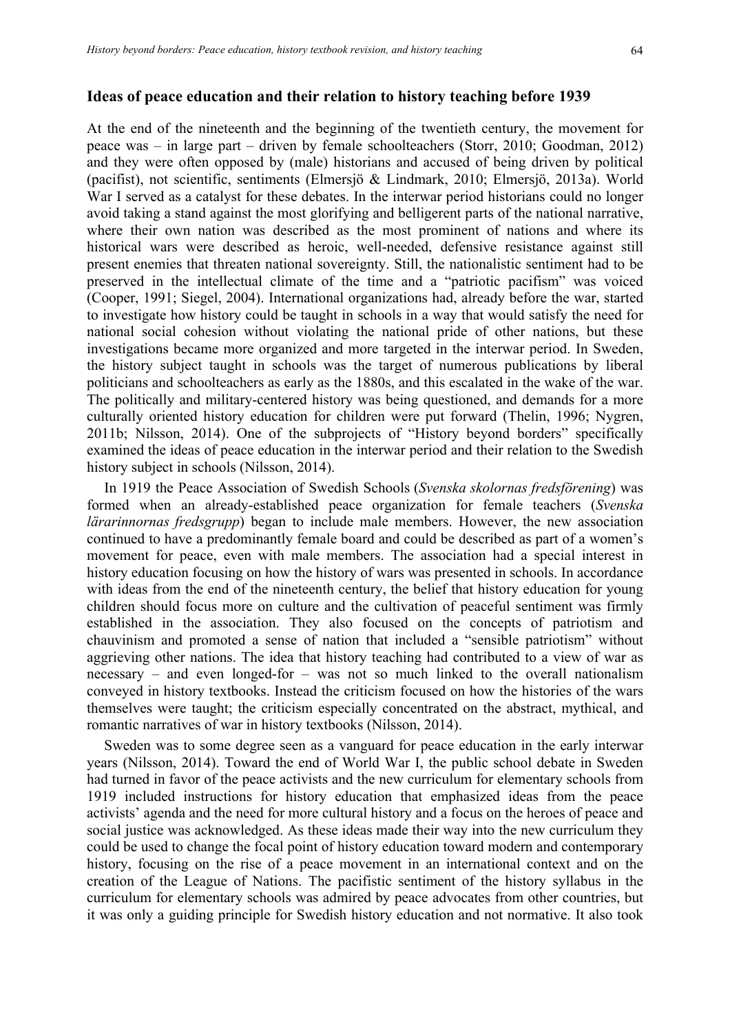## Ideas of peace education and their relation to history teaching before 1939

At the end of the nineteenth and the beginning of the twentieth century, the movement for peace was – in large part – driven by female schoolteachers (Storr, 2010; Goodman, 2012) and they were often opposed by (male) historians and accused of being driven by political (pacifist), not scientific, sentiments (Elmersjö & Lindmark, 2010; Elmersjö, 2013a). World War I served as a catalyst for these debates. In the interwar period historians could no longer avoid taking a stand against the most glorifying and belligerent parts of the national narrative, where their own nation was described as the most prominent of nations and where its historical wars were described as heroic, well-needed, defensive resistance against still present enemies that threaten national sovereignty. Still, the nationalistic sentiment had to be preserved in the intellectual climate of the time and a "patriotic pacifism" was voiced (Cooper, 1991; Siegel, 2004). International organizations had, already before the war, started to investigate how history could be taught in schools in a way that would satisfy the need for national social cohesion without violating the national pride of other nations, but these investigations became more organized and more targeted in the interwar period. In Sweden, the history subject taught in schools was the target of numerous publications by liberal politicians and schoolteachers as early as the 1880s, and this escalated in the wake of the war. The politically and military-centered history was being questioned, and demands for a more culturally oriented history education for children were put forward (Thelin, 1996; Nygren, 2011b; Nilsson, 2014). One of the subprojects of "History beyond borders" specifically examined the ideas of peace education in the interwar period and their relation to the Swedish history subject in schools (Nilsson, 2014).

In 1919 the Peace Association of Swedish Schools (*Svenska skolornas fredsförening*) was formed when an already-established peace organization for female teachers (*Svenska lärarinnornas fredsgrupp*) began to include male members. However, the new association continued to have a predominantly female board and could be described as part of a women's movement for peace, even with male members. The association had a special interest in history education focusing on how the history of wars was presented in schools. In accordance with ideas from the end of the nineteenth century, the belief that history education for young children should focus more on culture and the cultivation of peaceful sentiment was firmly established in the association. They also focused on the concepts of patriotism and chauvinism and promoted a sense of nation that included a "sensible patriotism" without aggrieving other nations. The idea that history teaching had contributed to a view of war as necessary – and even longed-for – was not so much linked to the overall nationalism conveyed in history textbooks. Instead the criticism focused on how the histories of the wars themselves were taught; the criticism especially concentrated on the abstract, mythical, and romantic narratives of war in history textbooks (Nilsson, 2014).

Sweden was to some degree seen as a vanguard for peace education in the early interwar years (Nilsson, 2014). Toward the end of World War I, the public school debate in Sweden had turned in favor of the peace activists and the new curriculum for elementary schools from 1919 included instructions for history education that emphasized ideas from the peace activists' agenda and the need for more cultural history and a focus on the heroes of peace and social justice was acknowledged. As these ideas made their way into the new curriculum they could be used to change the focal point of history education toward modern and contemporary history, focusing on the rise of a peace movement in an international context and on the creation of the League of Nations. The pacifistic sentiment of the history syllabus in the curriculum for elementary schools was admired by peace advocates from other countries, but it was only a guiding principle for Swedish history education and not normative. It also took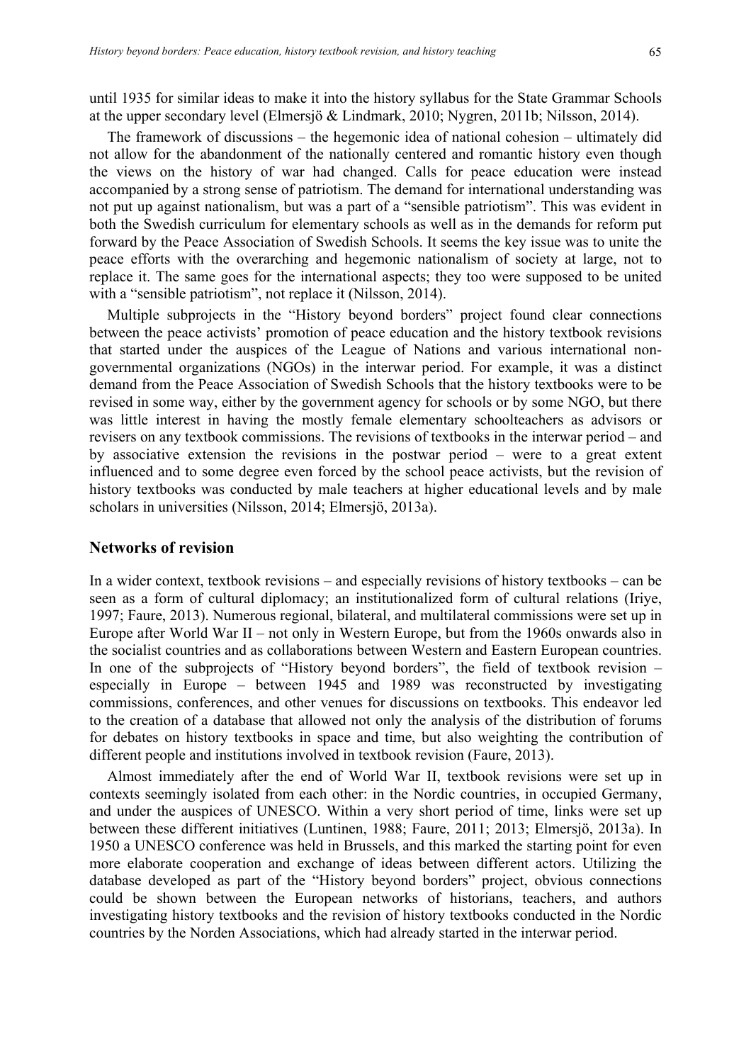until 1935 for similar ideas to make it into the history syllabus for the State Grammar Schools at the upper secondary level (Elmersjö & Lindmark, 2010; Nygren, 2011b; Nilsson, 2014).

The framework of discussions – the hegemonic idea of national cohesion – ultimately did not allow for the abandonment of the nationally centered and romantic history even though the views on the history of war had changed. Calls for peace education were instead accompanied by a strong sense of patriotism. The demand for international understanding was not put up against nationalism, but was a part of a "sensible patriotism". This was evident in both the Swedish curriculum for elementary schools as well as in the demands for reform put forward by the Peace Association of Swedish Schools. It seems the key issue was to unite the peace efforts with the overarching and hegemonic nationalism of society at large, not to replace it. The same goes for the international aspects; they too were supposed to be united with a "sensible patriotism", not replace it (Nilsson, 2014).

Multiple subprojects in the "History beyond borders" project found clear connections between the peace activists' promotion of peace education and the history textbook revisions that started under the auspices of the League of Nations and various international non-governmental organizations (NGOs) in the interwar period. For example, it was a distinct demand from the Peace Association of Swedish Schools that the history textbooks were to be revised in some way, either by the government agency for schools or by some NGO, but there was little interest in having the mostly female elementary schoolteachers as advisors or revisers on any textbook commissions. The revisions of textbooks in the interwar period – and by associative extension the revisions in the postwar period – were to a great extent influenced and to some degree even forced by the school peace activists, but the revision of history textbooks was conducted by male teachers at higher educational levels and by male scholars in universities (Nilsson, 2014; Elmersjö, 2013a).

## Networks of revision

In a wider context, textbook revisions – and especially revisions of history textbooks – can be seen as a form of cultural diplomacy; an institutionalized form of cultural relations (Iriye, 1997; Faure, 2013). Numerous regional, bilateral, and multilateral commissions were set up in Europe after World War II – not only in Western Europe, but from the 1960s onwards also in the socialist countries and as collaborations between Western and Eastern European countries. In one of the subprojects of "History beyond borders", the field of textbook revision – especially in Europe – between 1945 and 1989 was reconstructed by investigating commissions, conferences, and other venues for discussions on textbooks. This endeavor led to the creation of a database that allowed not only the analysis of the distribution of forums for debates on history textbooks in space and time, but also weighting the contribution of different people and institutions involved in textbook revision (Faure, 2013).

Almost immediately after the end of World War II, textbook revisions were set up in contexts seemingly isolated from each other: in the Nordic countries, in occupied Germany, and under the auspices of UNESCO. Within a very short period of time, links were set up between these different initiatives (Luntinen, 1988; Faure, 2011; 2013; Elmersjö, 2013a). In 1950 a UNESCO conference was held in Brussels, and this marked the starting point for even more elaborate cooperation and exchange of ideas between different actors. Utilizing the database developed as part of the "History beyond borders" project, obvious connections could be shown between the European networks of historians, teachers, and authors investigating history textbooks and the revision of history textbooks conducted in the Nordic countries by the Norden Associations, which had already started in the interwar period.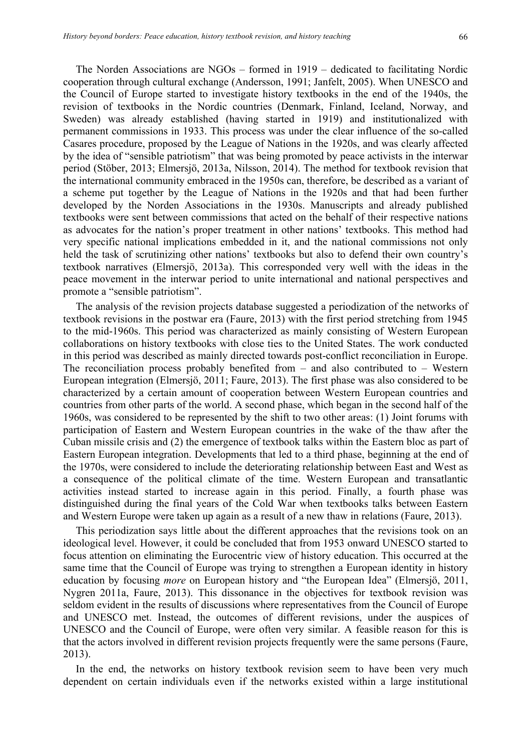The Norden Associations are NGOs – formed in 1919 – dedicated to facilitating Nordic cooperation through cultural exchange (Andersson, 1991; Janfelt, 2005). When UNESCO and the Council of Europe started to investigate history textbooks in the end of the 1940s, the revision of textbooks in the Nordic countries (Denmark, Finland, Iceland, Norway, and Sweden) was already established (having started in 1919) and institutionalized with permanent commissions in 1933. This process was under the clear influence of the so-called Casares procedure, proposed by the League of Nations in the 1920s, and was clearly affected by the idea of "sensible patriotism" that was being promoted by peace activists in the interwar period (Stöber, 2013; Elmersjö, 2013a, Nilsson, 2014). The method for textbook revision that the international community embraced in the 1950s can, therefore, be described as a variant of a scheme put together by the League of Nations in the 1920s and that had been further developed by the Norden Associations in the 1930s. Manuscripts and already published textbooks were sent between commissions that acted on the behalf of their respective nations as advocates for the nation's proper treatment in other nations' textbooks. This method had very specific national implications embedded in it, and the national commissions not only held the task of scrutinizing other nations' textbooks but also to defend their own country's textbook narratives (Elmersjö, 2013a). This corresponded very well with the ideas in the peace movement in the interwar period to unite international and national perspectives and promote a "sensible patriotism".

The analysis of the revision projects database suggested a periodization of the networks of textbook revisions in the postwar era (Faure, 2013) with the first period stretching from 1945 to the mid-1960s. This period was characterized as mainly consisting of Western European collaborations on history textbooks with close ties to the United States. The work conducted in this period was described as mainly directed towards post-conflict reconciliation in Europe. The reconciliation process probably benefited from – and also contributed to – Western European integration (Elmersjö, 2011; Faure, 2013). The first phase was also considered to be characterized by a certain amount of cooperation between Western European countries and countries from other parts of the world. A second phase, which began in the second half of the 1960s, was considered to be represented by the shift to two other areas: (1) Joint forums with participation of Eastern and Western European countries in the wake of the thaw after the Cuban missile crisis and (2) the emergence of textbook talks within the Eastern bloc as part of Eastern European integration. Developments that led to a third phase, beginning at the end of the 1970s, were considered to include the deteriorating relationship between East and West as a consequence of the political climate of the time. Western European and transatlantic activities instead started to increase again in this period. Finally, a fourth phase was distinguished during the final years of the Cold War when textbooks talks between Eastern and Western Europe were taken up again as a result of a new thaw in relations (Faure, 2013).

This periodization says little about the different approaches that the revisions took on an ideological level. However, it could be concluded that from 1953 onward UNESCO started to focus attention on eliminating the Eurocentric view of history education. This occurred at the same time that the Council of Europe was trying to strengthen a European identity in history education by focusing *more* on European history and "the European Idea" (Elmersjö, 2011, Nygren 2011a, Faure, 2013). This dissonance in the objectives for textbook revision was seldom evident in the results of discussions where representatives from the Council of Europe and UNESCO met. Instead, the outcomes of different revisions, under the auspices of UNESCO and the Council of Europe, were often very similar. A feasible reason for this is that the actors involved in different revision projects frequently were the same persons (Faure, 2013).

In the end, the networks on history textbook revision seem to have been very much dependent on certain individuals even if the networks existed within a large institutional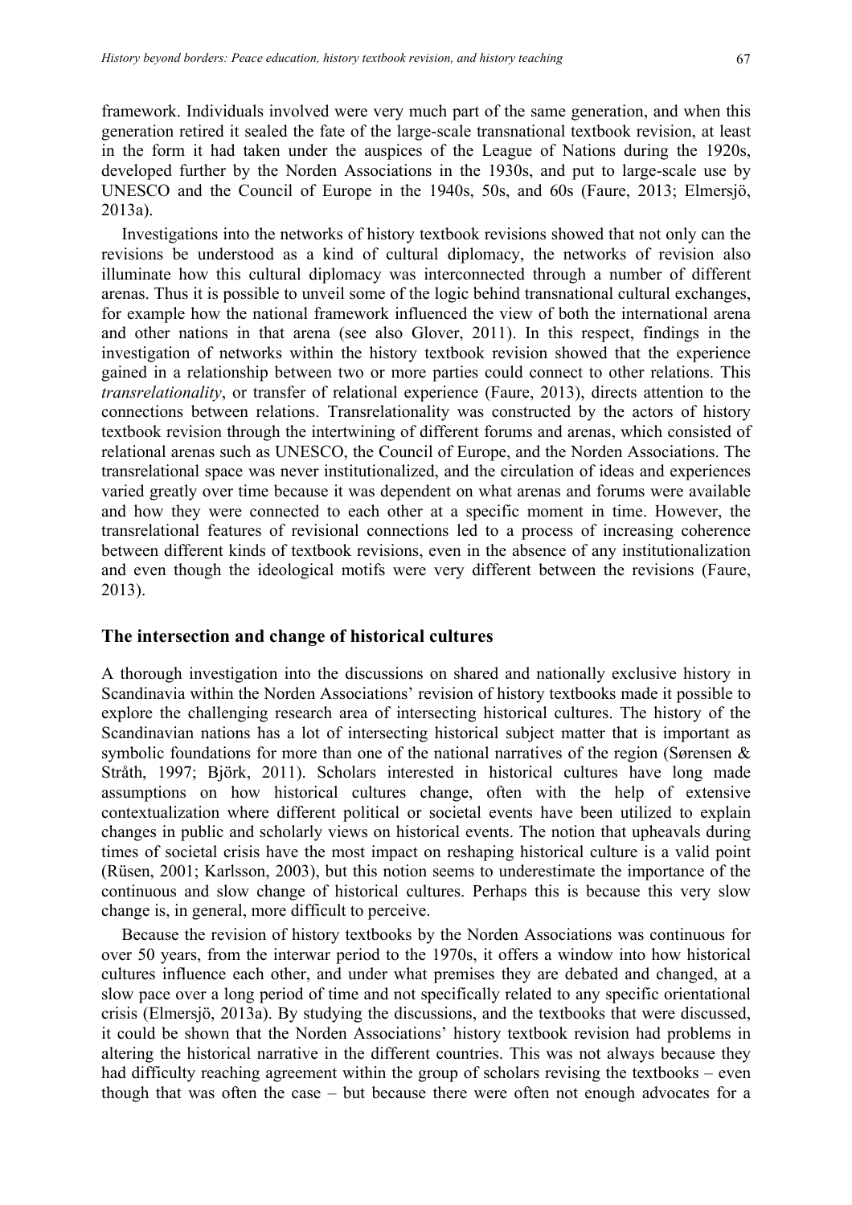framework. Individuals involved were very much part of the same generation, and when this generation retired it sealed the fate of the large-scale transnational textbook revision, at least in the form it had taken under the auspices of the League of Nations during the 1920s, developed further by the Norden Associations in the 1930s, and put to large-scale use by UNESCO and the Council of Europe in the 1940s, 50s, and 60s (Faure, 2013; Elmersjö, 2013a).

Investigations into the networks of history textbook revisions showed that not only can the revisions be understood as a kind of cultural diplomacy, the networks of revision also illuminate how this cultural diplomacy was interconnected through a number of different arenas. Thus it is possible to unveil some of the logic behind transnational cultural exchanges, for example how the national framework influenced the view of both the international arena and other nations in that arena (see also Glover, 2011). In this respect, findings in the investigation of networks within the history textbook revision showed that the experience gained in a relationship between two or more parties could connect to other relations. This *transrelationality*, or transfer of relational experience (Faure, 2013), directs attention to the connections between relations. Transrelationality was constructed by the actors of history textbook revision through the intertwining of different forums and arenas, which consisted of relational arenas such as UNESCO, the Council of Europe, and the Norden Associations. The transrelational space was never institutionalized, and the circulation of ideas and experiences varied greatly over time because it was dependent on what arenas and forums were available and how they were connected to each other at a specific moment in time. However, the transrelational features of revisional connections led to a process of increasing coherence between different kinds of textbook revisions, even in the absence of any institutionalization and even though the ideological motifs were very different between the revisions (Faure, 2013).

## The intersection and change of historical cultures

A thorough investigation into the discussions on shared and nationally exclusive history in Scandinavia within the Norden Associations' revision of history textbooks made it possible to explore the challenging research area of intersecting historical cultures. The history of the Scandinavian nations has a lot of intersecting historical subject matter that is important as symbolic foundations for more than one of the national narratives of the region (Sørensen & Stråth, 1997; Björk, 2011). Scholars interested in historical cultures have long made assumptions on how historical cultures change, often with the help of extensive contextualization where different political or societal events have been utilized to explain changes in public and scholarly views on historical events. The notion that upheavals during times of societal crisis have the most impact on reshaping historical culture is a valid point (Rüsen, 2001; Karlsson, 2003), but this notion seems to underestimate the importance of the continuous and slow change of historical cultures. Perhaps this is because this very slow change is, in general, more difficult to perceive.

Because the revision of history textbooks by the Norden Associations was continuous for over 50 years, from the interwar period to the 1970s, it offers a window into how historical cultures influence each other, and under what premises they are debated and changed, at a slow pace over a long period of time and not specifically related to any specific orientational crisis (Elmersjö, 2013a). By studying the discussions, and the textbooks that were discussed, it could be shown that the Norden Associations' history textbook revision had problems in altering the historical narrative in the different countries. This was not always because they had difficulty reaching agreement within the group of scholars revising the textbooks – even though that was often the case – but because there were often not enough advocates for a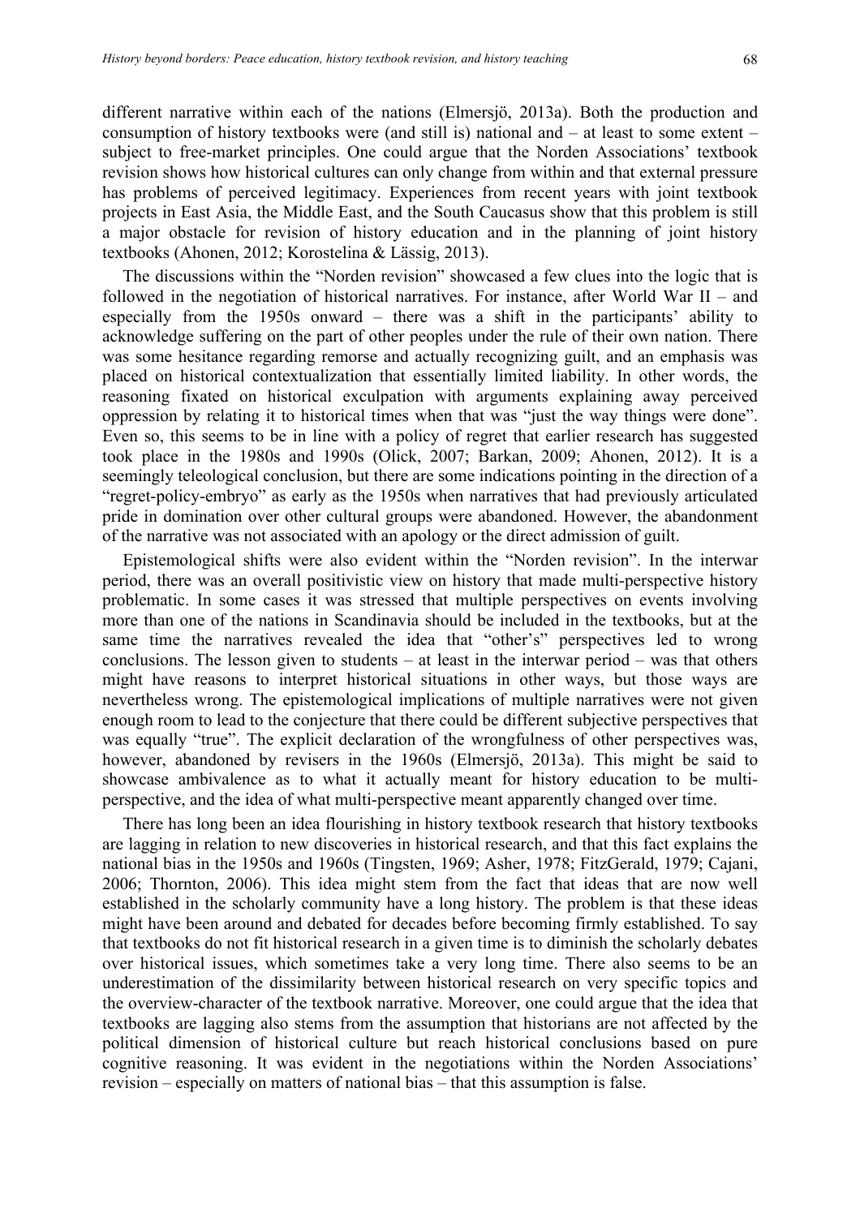different narrative within each of the nations (Elmersjö, 2013a). Both the production and consumption of history textbooks were (and still is) national and – at least to some extent – subject to free-market principles. One could argue that the Norden Associations' textbook revision shows how historical cultures can only change from within and that external pressure has problems of perceived legitimacy. Experiences from recent years with joint textbook projects in East Asia, the Middle East, and the South Caucasus show that this problem is still a major obstacle for revision of history education and in the planning of joint history textbooks (Ahonen, 2012; Korostelina & Lässig, 2013).

The discussions within the "Norden revision" showcased a few clues into the logic that is followed in the negotiation of historical narratives. For instance, after World War II – and especially from the 1950s onward – there was a shift in the participants' ability to acknowledge suffering on the part of other peoples under the rule of their own nation. There was some hesitance regarding remorse and actually recognizing guilt, and an emphasis was placed on historical contextualization that essentially limited liability. In other words, the reasoning fixated on historical exculpation with arguments explaining away perceived oppression by relating it to historical times when that was "just the way things were done". Even so, this seems to be in line with a policy of regret that earlier research has suggested took place in the 1980s and 1990s (Olick, 2007; Barkan, 2009; Ahonen, 2012). It is a seemingly teleological conclusion, but there are some indications pointing in the direction of a "regret-policy-embryo" as early as the 1950s when narratives that had previously articulated pride in domination over other cultural groups were abandoned. However, the abandonment of the narrative was not associated with an apology or the direct admission of guilt.

Epistemological shifts were also evident within the "Norden revision". In the interwar period, there was an overall positivistic view on history that made multi-perspective history problematic. In some cases it was stressed that multiple perspectives on events involving more than one of the nations in Scandinavia should be included in the textbooks, but at the same time the narratives revealed the idea that "other's" perspectives led to wrong conclusions. The lesson given to students – at least in the interwar period – was that others might have reasons to interpret historical situations in other ways, but those ways are nevertheless wrong. The epistemological implications of multiple narratives were not given enough room to lead to the conjecture that there could be different subjective perspectives that was equally "true". The explicit declaration of the wrongfulness of other perspectives was, however, abandoned by revisers in the 1960s (Elmersjö, 2013a). This might be said to showcase ambivalence as to what it actually meant for history education to be multi-perspective, and the idea of what multi-perspective meant apparently changed over time.

There has long been an idea flourishing in history textbook research that history textbooks are lagging in relation to new discoveries in historical research, and that this fact explains the national bias in the 1950s and 1960s (Tingsten, 1969; Asher, 1978; FitzGerald, 1979; Cajani, 2006; Thornton, 2006). This idea might stem from the fact that ideas that are now well established in the scholarly community have a long history. The problem is that these ideas might have been around and debated for decades before becoming firmly established. To say that textbooks do not fit historical research in a given time is to diminish the scholarly debates over historical issues, which sometimes take a very long time. There also seems to be an underestimation of the dissimilarity between historical research on very specific topics and the overview-character of the textbook narrative. Moreover, one could argue that the idea that textbooks are lagging also stems from the assumption that historians are not affected by the political dimension of historical culture but reach historical conclusions based on pure cognitive reasoning. It was evident in the negotiations within the Norden Associations' revision – especially on matters of national bias – that this assumption is false.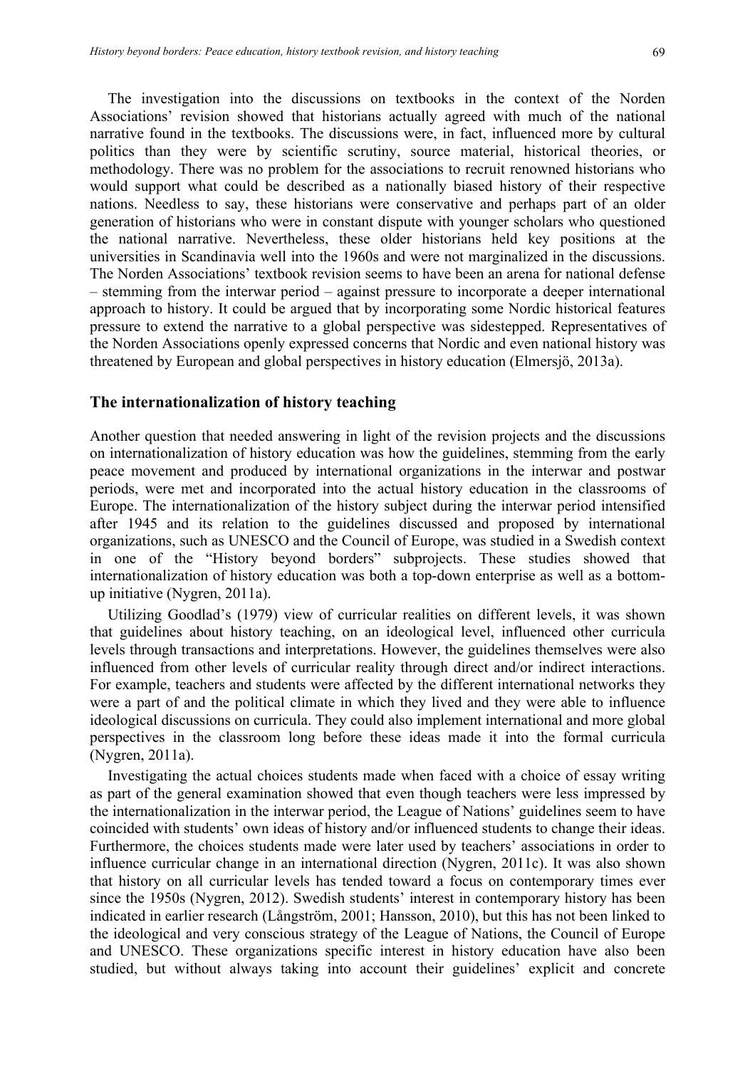The investigation into the discussions on textbooks in the context of the Norden Associations' revision showed that historians actually agreed with much of the national narrative found in the textbooks. The discussions were, in fact, influenced more by cultural politics than they were by scientific scrutiny, source material, historical theories, or methodology. There was no problem for the associations to recruit renowned historians who would support what could be described as a nationally biased history of their respective nations. Needless to say, these historians were conservative and perhaps part of an older generation of historians who were in constant dispute with younger scholars who questioned the national narrative. Nevertheless, these older historians held key positions at the universities in Scandinavia well into the 1960s and were not marginalized in the discussions. The Norden Associations' textbook revision seems to have been an arena for national defense – stemming from the interwar period – against pressure to incorporate a deeper international approach to history. It could be argued that by incorporating some Nordic historical features pressure to extend the narrative to a global perspective was sidestepped. Representatives of the Norden Associations openly expressed concerns that Nordic and even national history was threatened by European and global perspectives in history education (Elmersjö, 2013a).

## The internationalization of history teaching

Another question that needed answering in light of the revision projects and the discussions on internationalization of history education was how the guidelines, stemming from the early peace movement and produced by international organizations in the interwar and postwar periods, were met and incorporated into the actual history education in the classrooms of Europe. The internationalization of the history subject during the interwar period intensified after 1945 and its relation to the guidelines discussed and proposed by international organizations, such as UNESCO and the Council of Europe, was studied in a Swedish context in one of the "History beyond borders" subprojects. These studies showed that internationalization of history education was both a top-down enterprise as well as a bottom-up initiative (Nygren, 2011a).

Utilizing Goodlad's (1979) view of curricular realities on different levels, it was shown that guidelines about history teaching, on an ideological level, influenced other curricula levels through transactions and interpretations. However, the guidelines themselves were also influenced from other levels of curricular reality through direct and/or indirect interactions. For example, teachers and students were affected by the different international networks they were a part of and the political climate in which they lived and they were able to influence ideological discussions on curricula. They could also implement international and more global perspectives in the classroom long before these ideas made it into the formal curricula (Nygren, 2011a).

Investigating the actual choices students made when faced with a choice of essay writing as part of the general examination showed that even though teachers were less impressed by the internationalization in the interwar period, the League of Nations' guidelines seem to have coincided with students' own ideas of history and/or influenced students to change their ideas. Furthermore, the choices students made were later used by teachers' associations in order to influence curricular change in an international direction (Nygren, 2011c). It was also shown that history on all curricular levels has tended toward a focus on contemporary times ever since the 1950s (Nygren, 2012). Swedish students' interest in contemporary history has been indicated in earlier research (Långström, 2001; Hansson, 2010), but this has not been linked to the ideological and very conscious strategy of the League of Nations, the Council of Europe and UNESCO. These organizations specific interest in history education have also been studied, but without always taking into account their guidelines' explicit and concrete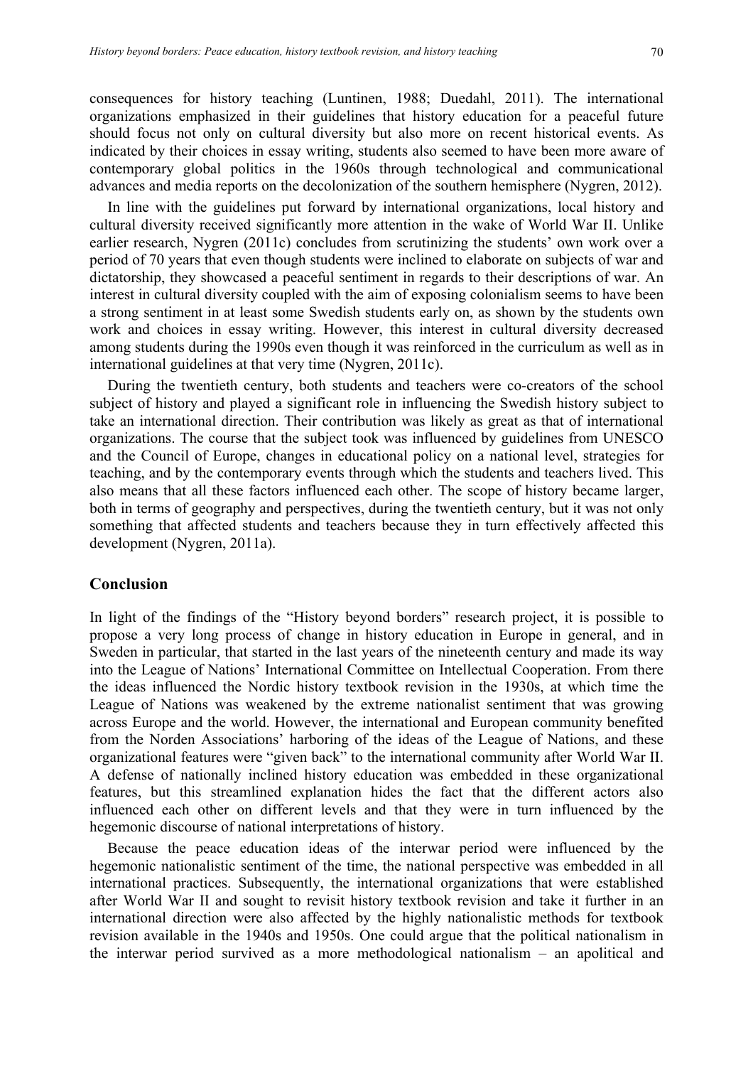consequences for history teaching (Luntinen, 1988; Duedahl, 2011). The international organizations emphasized in their guidelines that history education for a peaceful future should focus not only on cultural diversity but also more on recent historical events. As indicated by their choices in essay writing, students also seemed to have been more aware of contemporary global politics in the 1960s through technological and communicational advances and media reports on the decolonization of the southern hemisphere (Nygren, 2012).

In line with the guidelines put forward by international organizations, local history and cultural diversity received significantly more attention in the wake of World War II. Unlike earlier research, Nygren (2011c) concludes from scrutinizing the students' own work over a period of 70 years that even though students were inclined to elaborate on subjects of war and dictatorship, they showcased a peaceful sentiment in regards to their descriptions of war. An interest in cultural diversity coupled with the aim of exposing colonialism seems to have been a strong sentiment in at least some Swedish students early on, as shown by the students own work and choices in essay writing. However, this interest in cultural diversity decreased among students during the 1990s even though it was reinforced in the curriculum as well as in international guidelines at that very time (Nygren, 2011c).

During the twentieth century, both students and teachers were co-creators of the school subject of history and played a significant role in influencing the Swedish history subject to take an international direction. Their contribution was likely as great as that of international organizations. The course that the subject took was influenced by guidelines from UNESCO and the Council of Europe, changes in educational policy on a national level, strategies for teaching, and by the contemporary events through which the students and teachers lived. This also means that all these factors influenced each other. The scope of history became larger, both in terms of geography and perspectives, during the twentieth century, but it was not only something that affected students and teachers because they in turn effectively affected this development (Nygren, 2011a).

## Conclusion

In light of the findings of the "History beyond borders" research project, it is possible to propose a very long process of change in history education in Europe in general, and in Sweden in particular, that started in the last years of the nineteenth century and made its way into the League of Nations' International Committee on Intellectual Cooperation. From there the ideas influenced the Nordic history textbook revision in the 1930s, at which time the League of Nations was weakened by the extreme nationalist sentiment that was growing across Europe and the world. However, the international and European community benefited from the Norden Associations' harboring of the ideas of the League of Nations, and these organizational features were "given back" to the international community after World War II. A defense of nationally inclined history education was embedded in these organizational features, but this streamlined explanation hides the fact that the different actors also influenced each other on different levels and that they were in turn influenced by the hegemonic discourse of national interpretations of history.

Because the peace education ideas of the interwar period were influenced by the hegemonic nationalistic sentiment of the time, the national perspective was embedded in all international practices. Subsequently, the international organizations that were established after World War II and sought to revisit history textbook revision and take it further in an international direction were also affected by the highly nationalistic methods for textbook revision available in the 1940s and 1950s. One could argue that the political nationalism in the interwar period survived as a more methodological nationalism – an apolitical and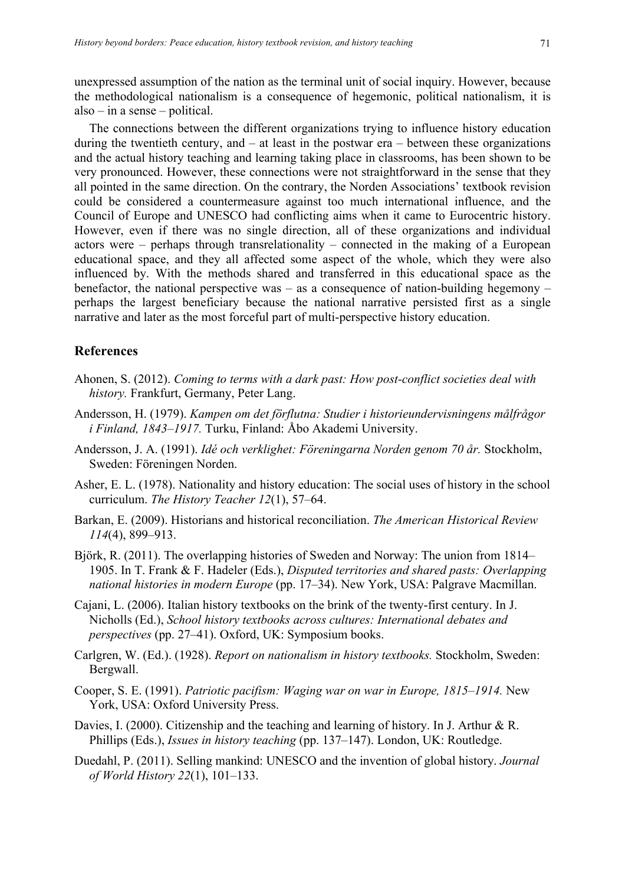unexpressed assumption of the nation as the terminal unit of social inquiry. However, because the methodological nationalism is a consequence of hegemonic, political nationalism, it is also – in a sense – political.

The connections between the different organizations trying to influence history education during the twentieth century, and – at least in the postwar era – between these organizations and the actual history teaching and learning taking place in classrooms, has been shown to be very pronounced. However, these connections were not straightforward in the sense that they all pointed in the same direction. On the contrary, the Norden Associations' textbook revision could be considered a countermeasure against too much international influence, and the Council of Europe and UNESCO had conflicting aims when it came to Eurocentric history. However, even if there was no single direction, all of these organizations and individual actors were – perhaps through transrelationality – connected in the making of a European educational space, and they all affected some aspect of the whole, which they were also influenced by. With the methods shared and transferred in this educational space as the benefactor, the national perspective was – as a consequence of nation-building hegemony – perhaps the largest beneficiary because the national narrative persisted first as a single narrative and later as the most forceful part of multi-perspective history education.

## References

Ahonen, S. (2012). *Coming to terms with a dark past: How post-conflict societies deal with history.* Frankfurt, Germany, Peter Lang.

Andersson, H. (1979). *Kampen om det förflutna: Studier i historieundervisningens målfrågor i Finland, 1843–1917.* Turku, Finland: Åbo Akademi University.

Andersson, J. A. (1991). *Idé och verklighet: Föreningarna Norden genom 70 år.* Stockholm, Sweden: Föreningen Norden.

Asher, E. L. (1978). Nationality and history education: The social uses of history in the school curriculum. *The History Teacher 12*(1), 57–64.

Barkan, E. (2009). Historians and historical reconciliation. *The American Historical Review 114*(4), 899–913.

Björk, R. (2011). The overlapping histories of Sweden and Norway: The union from 1814–1905. In T. Frank & F. Hadeler (Eds.), *Disputed territories and shared pasts: Overlapping national histories in modern Europe* (pp. 17–34). New York, USA: Palgrave Macmillan.

Cajani, L. (2006). Italian history textbooks on the brink of the twenty-first century. In J. Nicholls (Ed.), *School history textbooks across cultures: International debates and perspectives* (pp. 27–41). Oxford, UK: Symposium books.

Carlgren, W. (Ed.). (1928). *Report on nationalism in history textbooks.* Stockholm, Sweden: Bergwall.

Cooper, S. E. (1991). *Patriotic pacifism: Waging war on war in Europe, 1815–1914.* New York, USA: Oxford University Press.

Davies, I. (2000). Citizenship and the teaching and learning of history. In J. Arthur & R. Phillips (Eds.), *Issues in history teaching* (pp. 137–147). London, UK: Routledge.

Duedahl, P. (2011). Selling mankind: UNESCO and the invention of global history. *Journal of World History 22*(1), 101–133.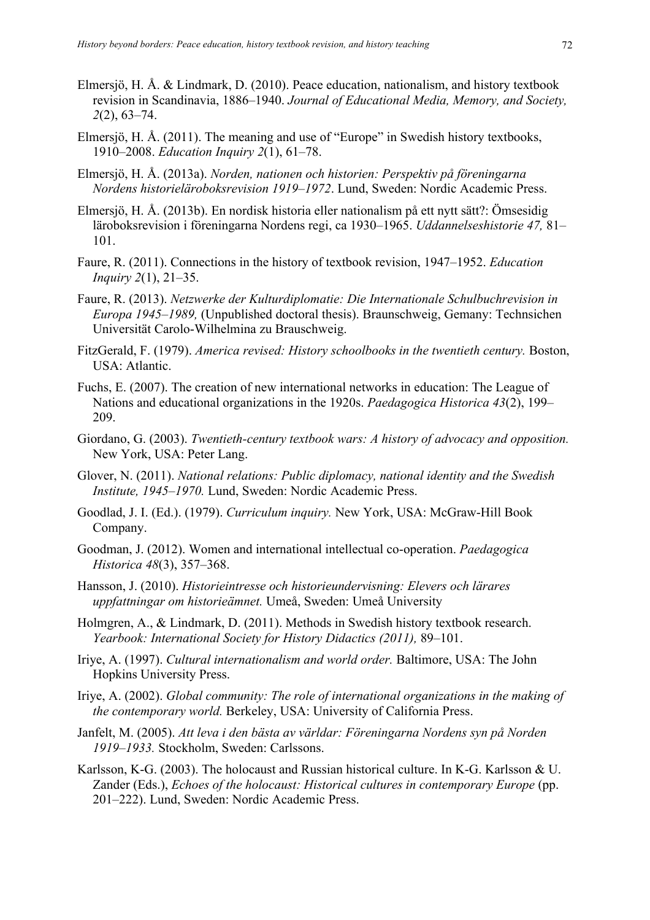Elmersjö, H. Å. & Lindmark, D. (2010). Peace education, nationalism, and history textbook revision in Scandinavia, 1886–1940. *Journal of Educational Media, Memory, and Society, 2*(2), 63–74.

Elmersjö, H. Å. (2011). The meaning and use of "Europe" in Swedish history textbooks, 1910–2008. *Education Inquiry 2*(1), 61–78.

Elmersjö, H. Å. (2013a). *Norden, nationen och historien: Perspektiv på föreningarna Nordens historieläroboksrevision 1919–1972*. Lund, Sweden: Nordic Academic Press.

Elmersjö, H. Å. (2013b). En nordisk historia eller nationalism på ett nytt sätt?: Ömsesidig läroboksrevision i föreningarna Nordens regi, ca 1930–1965. *Uddannelseshistorie 47,* 81–101.

Faure, R. (2011). Connections in the history of textbook revision, 1947–1952. *Education Inquiry 2*(1), 21–35.

Faure, R. (2013). *Netzwerke der Kulturdiplomatie: Die Internationale Schulbuchrevision in Europa 1945–1989,* (Unpublished doctoral thesis). Braunschweig, Gemany: Technsichen Universität Carolo-Wilhelmina zu Brauschweig.

FitzGerald, F. (1979). *America revised: History schoolbooks in the twentieth century.* Boston, USA: Atlantic.

Fuchs, E. (2007). The creation of new international networks in education: The League of Nations and educational organizations in the 1920s. *Paedagogica Historica 43*(2), 199–209.

Giordano, G. (2003). *Twentieth-century textbook wars: A history of advocacy and opposition.* New York, USA: Peter Lang.

Glover, N. (2011). *National relations: Public diplomacy, national identity and the Swedish Institute, 1945–1970.* Lund, Sweden: Nordic Academic Press.

Goodlad, J. I. (Ed.). (1979). *Curriculum inquiry.* New York, USA: McGraw-Hill Book Company.

Goodman, J. (2012). Women and international intellectual co-operation. *Paedagogica Historica 48*(3), 357–368.

Hansson, J. (2010). *Historieintresse och historieundervisning: Elevers och lärares uppfattningar om historieämnet.* Umeå, Sweden: Umeå University

Holmgren, A., & Lindmark, D. (2011). Methods in Swedish history textbook research. *Yearbook: International Society for History Didactics (2011),* 89–101.

Iriye, A. (1997). *Cultural internationalism and world order.* Baltimore, USA: The John Hopkins University Press.

Iriye, A. (2002). *Global community: The role of international organizations in the making of the contemporary world.* Berkeley, USA: University of California Press.

Janfelt, M. (2005). *Att leva i den bästa av världar: Föreningarna Nordens syn på Norden 1919–1933.* Stockholm, Sweden: Carlssons.

Karlsson, K-G. (2003). The holocaust and Russian historical culture. In K-G. Karlsson & U. Zander (Eds.), *Echoes of the holocaust: Historical cultures in contemporary Europe* (pp. 201–222). Lund, Sweden: Nordic Academic Press.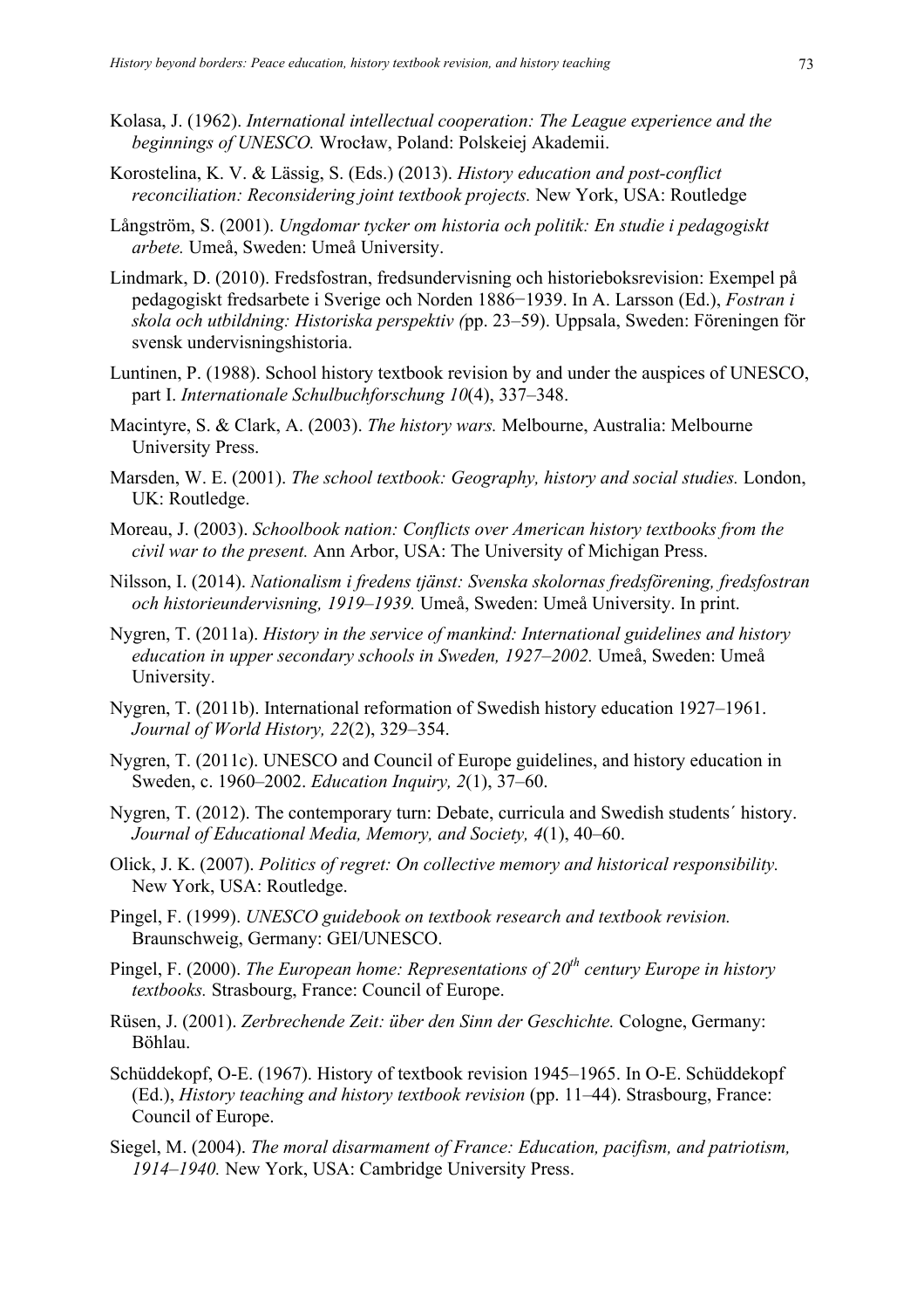Kolasa, J. (1962). *International intellectual cooperation: The League experience and the beginnings of UNESCO.* Wrocław, Poland: Polskeiej Akademii.

Korostelina, K. V. & Lässig, S. (Eds.) (2013). *History education and post-conflict reconciliation: Reconsidering joint textbook projects.* New York, USA: Routledge

Långström, S. (2001). *Ungdomar tycker om historia och politik: En studie i pedagogiskt arbete.* Umeå, Sweden: Umeå University.

Lindmark, D. (2010). Fredsfostran, fredsundervisning och historieboksrevision: Exempel på pedagogiskt fredsarbete i Sverige och Norden 1886−1939. In A. Larsson (Ed.), *Fostran i skola och utbildning: Historiska perspektiv (*pp. 23–59). Uppsala, Sweden: Föreningen för svensk undervisningshistoria.

Luntinen, P. (1988). School history textbook revision by and under the auspices of UNESCO, part I. *Internationale Schulbuchforschung 10*(4), 337–348.

Macintyre, S. & Clark, A. (2003). *The history wars.* Melbourne, Australia: Melbourne University Press.

Marsden, W. E. (2001). *The school textbook: Geography, history and social studies.* London, UK: Routledge.

Moreau, J. (2003). *Schoolbook nation: Conflicts over American history textbooks from the civil war to the present.* Ann Arbor, USA: The University of Michigan Press.

Nilsson, I. (2014). *Nationalism i fredens tjänst: Svenska skolornas fredsförening, fredsfostran och historieundervisning, 1919–1939.* Umeå, Sweden: Umeå University. In print.

Nygren, T. (2011a). *History in the service of mankind: International guidelines and history education in upper secondary schools in Sweden, 1927–2002.* Umeå, Sweden: Umeå University.

Nygren, T. (2011b). International reformation of Swedish history education 1927–1961. *Journal of World History, 22*(2), 329–354.

Nygren, T. (2011c). UNESCO and Council of Europe guidelines, and history education in Sweden, c. 1960–2002. *Education Inquiry, 2*(1), 37–60.

Nygren, T. (2012). The contemporary turn: Debate, curricula and Swedish students´ history. *Journal of Educational Media, Memory, and Society, 4*(1), 40–60.

Olick, J. K. (2007). *Politics of regret: On collective memory and historical responsibility.* New York, USA: Routledge.

Pingel, F. (1999). *UNESCO guidebook on textbook research and textbook revision.* Braunschweig, Germany: GEI/UNESCO.

Pingel, F. (2000). *The European home: Representations of 20th century Europe in history textbooks.* Strasbourg, France: Council of Europe.

Rüsen, J. (2001). *Zerbrechende Zeit: über den Sinn der Geschichte.* Cologne, Germany: Böhlau.

Schüddekopf, O-E. (1967). History of textbook revision 1945–1965. In O-E. Schüddekopf (Ed.), *History teaching and history textbook revision* (pp. 11–44). Strasbourg, France: Council of Europe.

Siegel, M. (2004). *The moral disarmament of France: Education, pacifism, and patriotism, 1914–1940.* New York, USA: Cambridge University Press.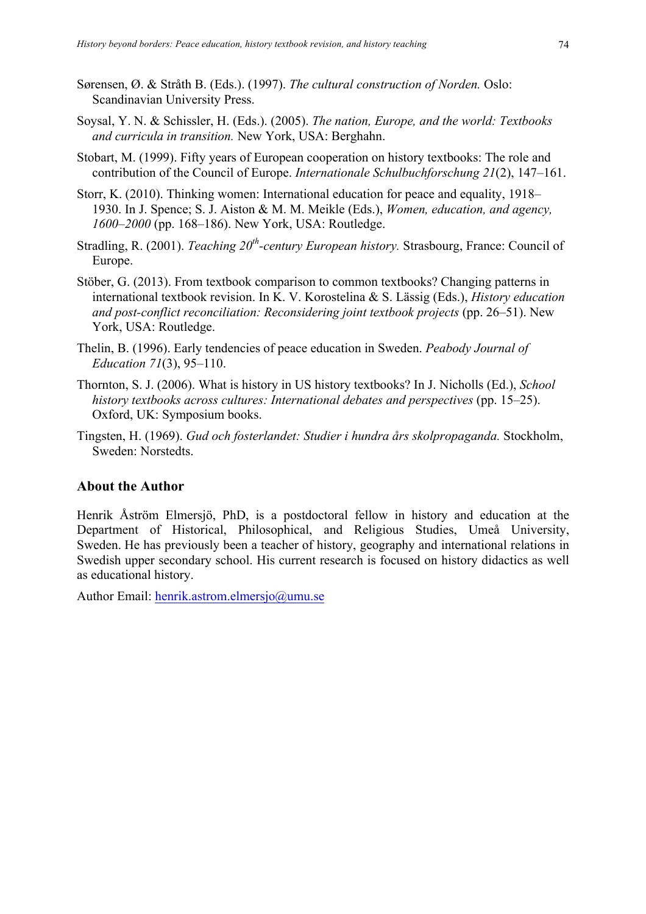Sørensen, Ø. & Stråth B. (Eds.). (1997). *The cultural construction of Norden.* Oslo: Scandinavian University Press.

Soysal, Y. N. & Schissler, H. (Eds.). (2005). *The nation, Europe, and the world: Textbooks and curricula in transition.* New York, USA: Berghahn.

Stobart, M. (1999). Fifty years of European cooperation on history textbooks: The role and contribution of the Council of Europe. *Internationale Schulbuchforschung 21*(2), 147–161.

Storr, K. (2010). Thinking women: International education for peace and equality, 1918–1930. In J. Spence; S. J. Aiston & M. M. Meikle (Eds.), *Women, education, and agency, 1600–2000* (pp. 168–186). New York, USA: Routledge.

Stradling, R. (2001). *Teaching 20th-century European history.* Strasbourg, France: Council of Europe.

Stöber, G. (2013). From textbook comparison to common textbooks? Changing patterns in international textbook revision. In K. V. Korostelina & S. Lässig (Eds.), *History education and post-conflict reconciliation: Reconsidering joint textbook projects* (pp. 26–51). New York, USA: Routledge.

Thelin, B. (1996). Early tendencies of peace education in Sweden. *Peabody Journal of Education 71*(3), 95–110.

Thornton, S. J. (2006). What is history in US history textbooks? In J. Nicholls (Ed.), *School history textbooks across cultures: International debates and perspectives* (pp. 15–25). Oxford, UK: Symposium books.

Tingsten, H. (1969). *Gud och fosterlandet: Studier i hundra års skolpropaganda.* Stockholm, Sweden: Norstedts.

## About the Author

Henrik Åström Elmersjö, PhD, is a postdoctoral fellow in history and education at the Department of Historical, Philosophical, and Religious Studies, Umeå University, Sweden. He has previously been a teacher of history, geography and international relations in Swedish upper secondary school. His current research is focused on history didactics as well as educational history.

Author Email: henrik.astrom.elmersjo@umu.se